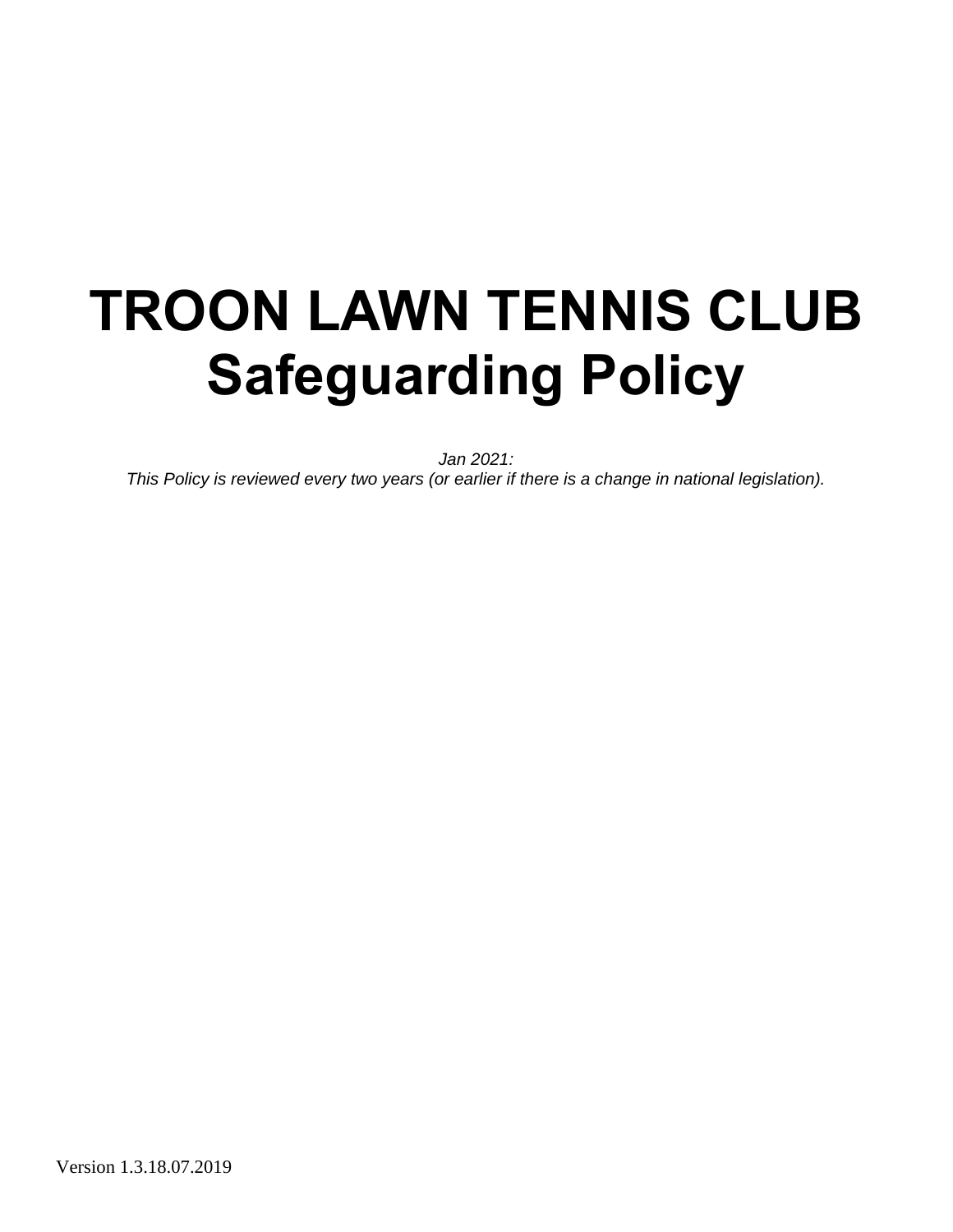# TROON LAWN TENNIS CLUB
# Safeguarding Policy

*Jan 2021:*
*This Policy is reviewed every two years (or earlier if there is a change in national legislation).*

Version 1.3.18.07.2019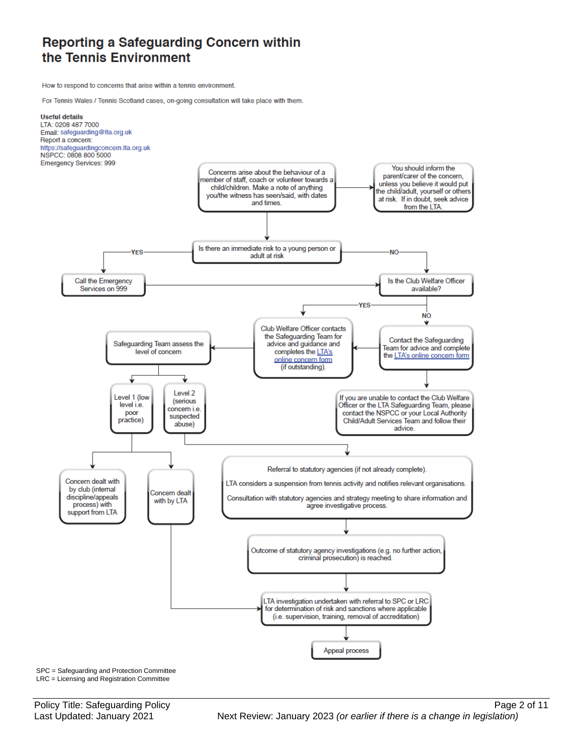# Reporting a Safeguarding Concern within the Tennis Environment

How to respond to concerns that arise within a tennis environment.

For Tennis Wales / Tennis Scotland cases, on-going consultation will take place with them.

**Useful details**
LTA: 0208 487 7000
Email: safeguarding@lta.org.uk
Report a concern:
https://safeguardingconcern.lta.org.uk
NSPCC: 0808 800 5000
Emergency Services: 999

Concerns arise about the behaviour of a member of staff, coach or volunteer towards a child/children. Make a note of anything you/the witness has seen/said, with dates and times.

You should inform the parent/carer of the concern, unless you believe it would put the child/adult, yourself or others at risk. If in doubt, seek advice from the LTA.

Is there an immediate risk to a young person or adult at risk

- YES → Call the Emergency Services on 999 → Is the Club Welfare Officer available?
- NO → Is the Club Welfare Officer available?

Is the Club Welfare Officer available?

- YES → Club Welfare Officer contacts the Safeguarding Team for advice and guidance and completes the LTA's online concern form (if outstanding).
- NO → Contact the Safeguarding Team for advice and complete the LTA's online concern form

If you are unable to contact the Club Welfare Officer or the LTA Safeguarding Team, please contact the NSPCC or your Local Authority Child/Adult Services Team and follow their advice.

Safeguarding Team assess the level of concern

- Level 1 (low level i.e. poor practice)
  - Concern dealt with by club (internal discipline/appeals process) with support from LTA
  - Concern dealt with by LTA → LTA investigation undertaken with referral to SPC or LRC for determination of risk and sanctions where applicable (i.e. supervision, training, removal of accreditation)
- Level 2 (serious concern i.e. suspected abuse)

Referral to statutory agencies (if not already complete).

LTA considers a suspension from tennis activity and notifies relevant organisations.

Consultation with statutory agencies and strategy meeting to share information and agree investigative process.

Outcome of statutory agency investigations (e.g. no further action, criminal prosecution) is reached.

LTA investigation undertaken with referral to SPC or LRC for determination of risk and sanctions where applicable (i.e. supervision, training, removal of accreditation)

Appeal process

SPC = Safeguarding and Protection Committee
LRC = Licensing and Registration Committee

Policy Title: Safeguarding Policy
Last Updated: January 2021
Next Review: January 2023 *(or earlier if there is a change in legislation)*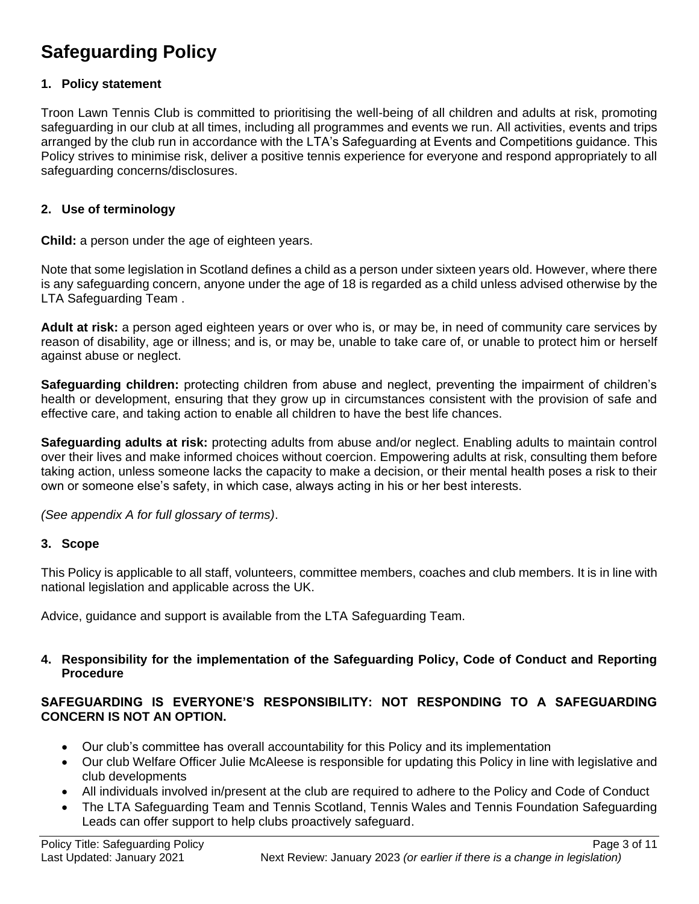# Safeguarding Policy

## 1. Policy statement

Troon Lawn Tennis Club is committed to prioritising the well-being of all children and adults at risk, promoting safeguarding in our club at all times, including all programmes and events we run. All activities, events and trips arranged by the club run in accordance with the LTA's Safeguarding at Events and Competitions guidance. This Policy strives to minimise risk, deliver a positive tennis experience for everyone and respond appropriately to all safeguarding concerns/disclosures.

## 2. Use of terminology

**Child:** a person under the age of eighteen years.

Note that some legislation in Scotland defines a child as a person under sixteen years old. However, where there is any safeguarding concern, anyone under the age of 18 is regarded as a child unless advised otherwise by the LTA Safeguarding Team .

**Adult at risk:** a person aged eighteen years or over who is, or may be, in need of community care services by reason of disability, age or illness; and is, or may be, unable to take care of, or unable to protect him or herself against abuse or neglect.

**Safeguarding children:** protecting children from abuse and neglect, preventing the impairment of children's health or development, ensuring that they grow up in circumstances consistent with the provision of safe and effective care, and taking action to enable all children to have the best life chances.

**Safeguarding adults at risk:** protecting adults from abuse and/or neglect. Enabling adults to maintain control over their lives and make informed choices without coercion. Empowering adults at risk, consulting them before taking action, unless someone lacks the capacity to make a decision, or their mental health poses a risk to their own or someone else's safety, in which case, always acting in his or her best interests.

*(See appendix A for full glossary of terms)*.

## 3. Scope

This Policy is applicable to all staff, volunteers, committee members, coaches and club members. It is in line with national legislation and applicable across the UK.

Advice, guidance and support is available from the LTA Safeguarding Team.

## 4. Responsibility for the implementation of the Safeguarding Policy, Code of Conduct and Reporting Procedure

**SAFEGUARDING IS EVERYONE'S RESPONSIBILITY: NOT RESPONDING TO A SAFEGUARDING CONCERN IS NOT AN OPTION.**

- Our club's committee has overall accountability for this Policy and its implementation
- Our club Welfare Officer Julie McAleese is responsible for updating this Policy in line with legislative and club developments
- All individuals involved in/present at the club are required to adhere to the Policy and Code of Conduct
- The LTA Safeguarding Team and Tennis Scotland, Tennis Wales and Tennis Foundation Safeguarding Leads can offer support to help clubs proactively safeguard.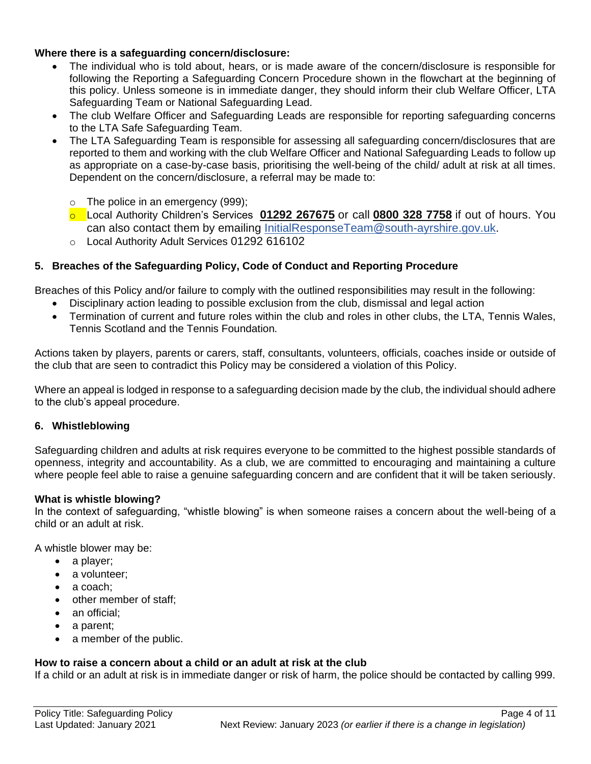**Where there is a safeguarding concern/disclosure:**

- The individual who is told about, hears, or is made aware of the concern/disclosure is responsible for following the Reporting a Safeguarding Concern Procedure shown in the flowchart at the beginning of this policy. Unless someone is in immediate danger, they should inform their club Welfare Officer, LTA Safeguarding Team or National Safeguarding Lead.
- The club Welfare Officer and Safeguarding Leads are responsible for reporting safeguarding concerns to the LTA Safe Safeguarding Team.
- The LTA Safeguarding Team is responsible for assessing all safeguarding concern/disclosures that are reported to them and working with the club Welfare Officer and National Safeguarding Leads to follow up as appropriate on a case-by-case basis, prioritising the well-being of the child/ adult at risk at all times. Dependent on the concern/disclosure, a referral may be made to:
  - The police in an emergency (999);
  - Local Authority Children's Services **01292 267675** or call **0800 328 7758** if out of hours. You can also contact them by emailing InitialResponseTeam@south-ayrshire.gov.uk.
  - Local Authority Adult Services 01292 616102

## 5. Breaches of the Safeguarding Policy, Code of Conduct and Reporting Procedure

Breaches of this Policy and/or failure to comply with the outlined responsibilities may result in the following:

- Disciplinary action leading to possible exclusion from the club, dismissal and legal action
- Termination of current and future roles within the club and roles in other clubs, the LTA, Tennis Wales, Tennis Scotland and the Tennis Foundation*.*

Actions taken by players, parents or carers, staff, consultants, volunteers, officials, coaches inside or outside of the club that are seen to contradict this Policy may be considered a violation of this Policy.

Where an appeal is lodged in response to a safeguarding decision made by the club, the individual should adhere to the club's appeal procedure.

## 6. Whistleblowing

Safeguarding children and adults at risk requires everyone to be committed to the highest possible standards of openness, integrity and accountability. As a club, we are committed to encouraging and maintaining a culture where people feel able to raise a genuine safeguarding concern and are confident that it will be taken seriously.

**What is whistle blowing?**

In the context of safeguarding, "whistle blowing" is when someone raises a concern about the well-being of a child or an adult at risk.

A whistle blower may be:

- a player;
- a volunteer;
- a coach;
- other member of staff;
- an official;
- a parent;
- a member of the public.

**How to raise a concern about a child or an adult at risk at the club**

If a child or an adult at risk is in immediate danger or risk of harm, the police should be contacted by calling 999.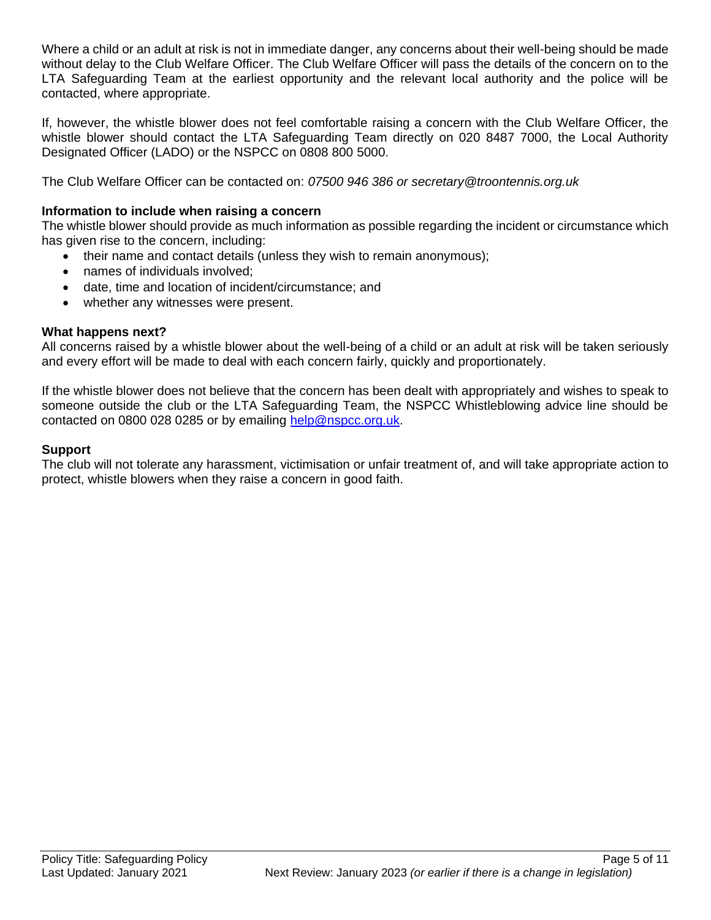Where a child or an adult at risk is not in immediate danger, any concerns about their well-being should be made without delay to the Club Welfare Officer. The Club Welfare Officer will pass the details of the concern on to the LTA Safeguarding Team at the earliest opportunity and the relevant local authority and the police will be contacted, where appropriate.

If, however, the whistle blower does not feel comfortable raising a concern with the Club Welfare Officer, the whistle blower should contact the LTA Safeguarding Team directly on 020 8487 7000, the Local Authority Designated Officer (LADO) or the NSPCC on 0808 800 5000.

The Club Welfare Officer can be contacted on: *07500 946 386 or secretary@troontennis.org.uk*

**Information to include when raising a concern**

The whistle blower should provide as much information as possible regarding the incident or circumstance which has given rise to the concern, including:

- their name and contact details (unless they wish to remain anonymous);
- names of individuals involved;
- date, time and location of incident/circumstance; and
- whether any witnesses were present.

**What happens next?**

All concerns raised by a whistle blower about the well-being of a child or an adult at risk will be taken seriously and every effort will be made to deal with each concern fairly, quickly and proportionately.

If the whistle blower does not believe that the concern has been dealt with appropriately and wishes to speak to someone outside the club or the LTA Safeguarding Team, the NSPCC Whistleblowing advice line should be contacted on 0800 028 0285 or by emailing help@nspcc.org.uk.

**Support**

The club will not tolerate any harassment, victimisation or unfair treatment of, and will take appropriate action to protect, whistle blowers when they raise a concern in good faith.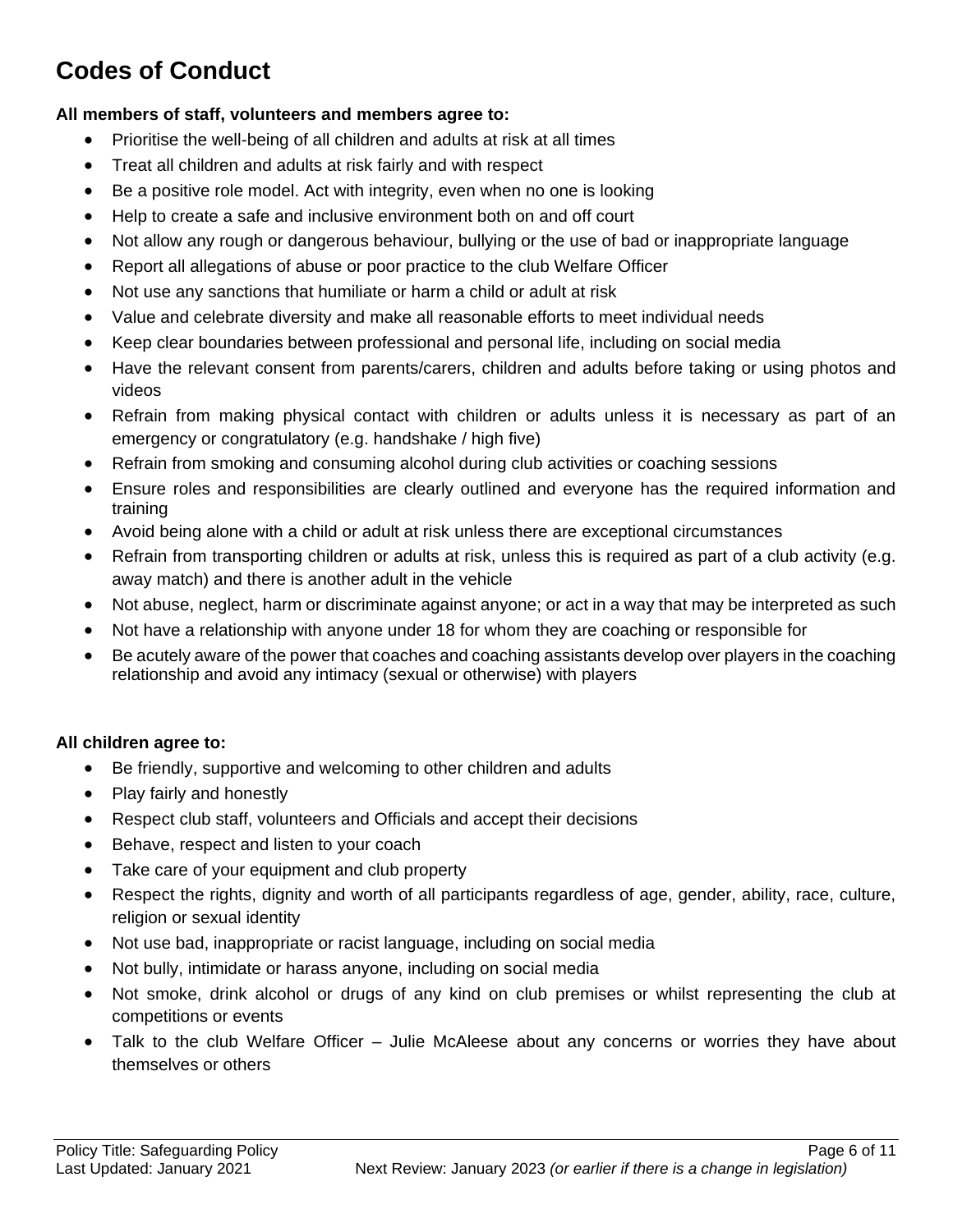# Codes of Conduct

**All members of staff, volunteers and members agree to:**

- Prioritise the well-being of all children and adults at risk at all times
- Treat all children and adults at risk fairly and with respect
- Be a positive role model. Act with integrity, even when no one is looking
- Help to create a safe and inclusive environment both on and off court
- Not allow any rough or dangerous behaviour, bullying or the use of bad or inappropriate language
- Report all allegations of abuse or poor practice to the club Welfare Officer
- Not use any sanctions that humiliate or harm a child or adult at risk
- Value and celebrate diversity and make all reasonable efforts to meet individual needs
- Keep clear boundaries between professional and personal life, including on social media
- Have the relevant consent from parents/carers, children and adults before taking or using photos and videos
- Refrain from making physical contact with children or adults unless it is necessary as part of an emergency or congratulatory (e.g. handshake / high five)
- Refrain from smoking and consuming alcohol during club activities or coaching sessions
- Ensure roles and responsibilities are clearly outlined and everyone has the required information and training
- Avoid being alone with a child or adult at risk unless there are exceptional circumstances
- Refrain from transporting children or adults at risk, unless this is required as part of a club activity (e.g. away match) and there is another adult in the vehicle
- Not abuse, neglect, harm or discriminate against anyone; or act in a way that may be interpreted as such
- Not have a relationship with anyone under 18 for whom they are coaching or responsible for
- Be acutely aware of the power that coaches and coaching assistants develop over players in the coaching relationship and avoid any intimacy (sexual or otherwise) with players

**All children agree to:**

- Be friendly, supportive and welcoming to other children and adults
- Play fairly and honestly
- Respect club staff, volunteers and Officials and accept their decisions
- Behave, respect and listen to your coach
- Take care of your equipment and club property
- Respect the rights, dignity and worth of all participants regardless of age, gender, ability, race, culture, religion or sexual identity
- Not use bad, inappropriate or racist language, including on social media
- Not bully, intimidate or harass anyone, including on social media
- Not smoke, drink alcohol or drugs of any kind on club premises or whilst representing the club at competitions or events
- Talk to the club Welfare Officer – Julie McAleese about any concerns or worries they have about themselves or others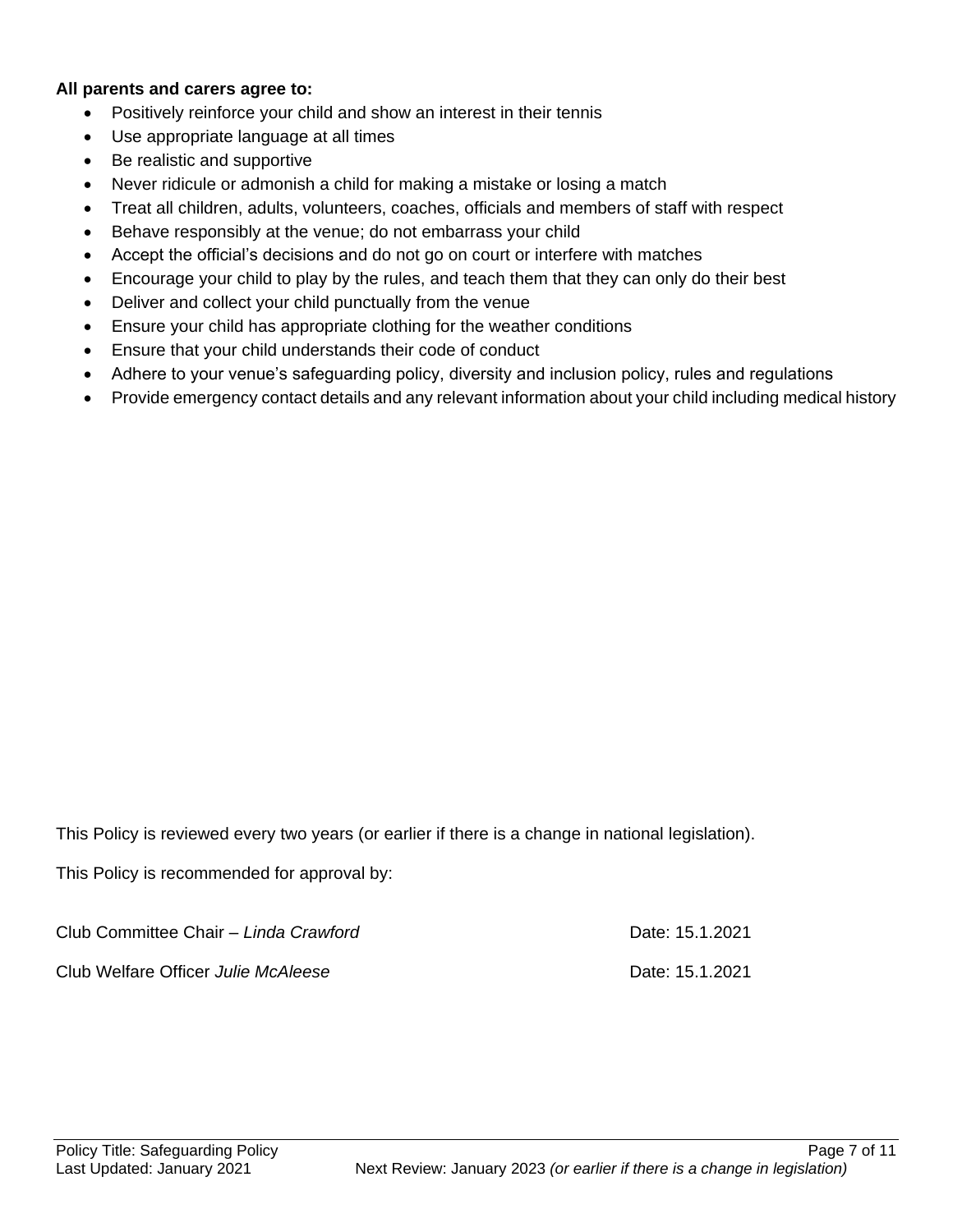**All parents and carers agree to:**

- Positively reinforce your child and show an interest in their tennis
- Use appropriate language at all times
- Be realistic and supportive
- Never ridicule or admonish a child for making a mistake or losing a match
- Treat all children, adults, volunteers, coaches, officials and members of staff with respect
- Behave responsibly at the venue; do not embarrass your child
- Accept the official's decisions and do not go on court or interfere with matches
- Encourage your child to play by the rules, and teach them that they can only do their best
- Deliver and collect your child punctually from the venue
- Ensure your child has appropriate clothing for the weather conditions
- Ensure that your child understands their code of conduct
- Adhere to your venue's safeguarding policy, diversity and inclusion policy, rules and regulations
- Provide emergency contact details and any relevant information about your child including medical history

This Policy is reviewed every two years (or earlier if there is a change in national legislation).

This Policy is recommended for approval by:

Club Committee Chair – *Linda Crawford* Date: 15.1.2021

Club Welfare Officer *Julie McAleese* Date: 15.1.2021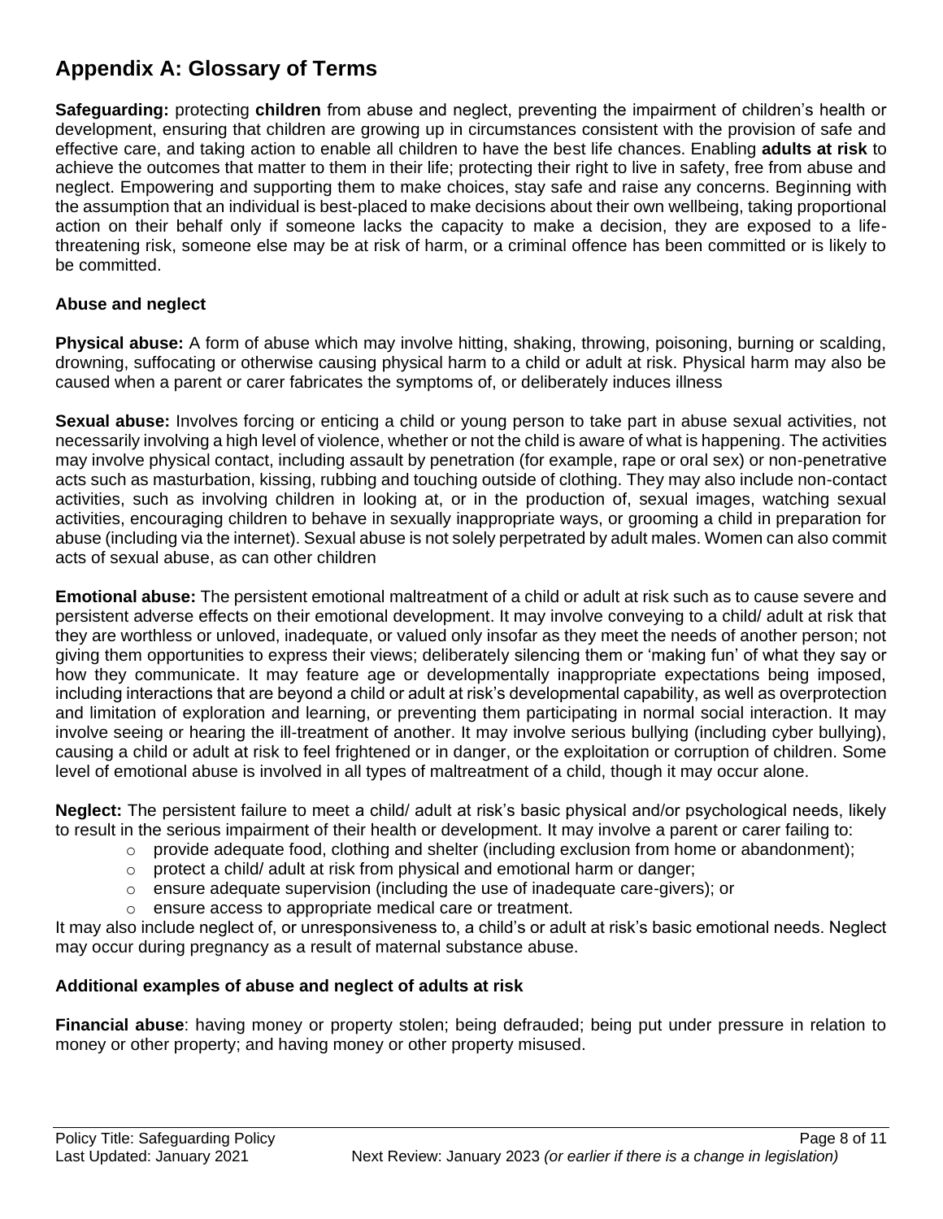## Appendix A: Glossary of Terms

**Safeguarding:** protecting **children** from abuse and neglect, preventing the impairment of children's health or development, ensuring that children are growing up in circumstances consistent with the provision of safe and effective care, and taking action to enable all children to have the best life chances. Enabling **adults at risk** to achieve the outcomes that matter to them in their life; protecting their right to live in safety, free from abuse and neglect. Empowering and supporting them to make choices, stay safe and raise any concerns. Beginning with the assumption that an individual is best-placed to make decisions about their own wellbeing, taking proportional action on their behalf only if someone lacks the capacity to make a decision, they are exposed to a life-threatening risk, someone else may be at risk of harm, or a criminal offence has been committed or is likely to be committed.

### Abuse and neglect

**Physical abuse:** A form of abuse which may involve hitting, shaking, throwing, poisoning, burning or scalding, drowning, suffocating or otherwise causing physical harm to a child or adult at risk. Physical harm may also be caused when a parent or carer fabricates the symptoms of, or deliberately induces illness

**Sexual abuse:** Involves forcing or enticing a child or young person to take part in abuse sexual activities, not necessarily involving a high level of violence, whether or not the child is aware of what is happening. The activities may involve physical contact, including assault by penetration (for example, rape or oral sex) or non-penetrative acts such as masturbation, kissing, rubbing and touching outside of clothing. They may also include non-contact activities, such as involving children in looking at, or in the production of, sexual images, watching sexual activities, encouraging children to behave in sexually inappropriate ways, or grooming a child in preparation for abuse (including via the internet). Sexual abuse is not solely perpetrated by adult males. Women can also commit acts of sexual abuse, as can other children

**Emotional abuse:** The persistent emotional maltreatment of a child or adult at risk such as to cause severe and persistent adverse effects on their emotional development. It may involve conveying to a child/ adult at risk that they are worthless or unloved, inadequate, or valued only insofar as they meet the needs of another person; not giving them opportunities to express their views; deliberately silencing them or 'making fun' of what they say or how they communicate. It may feature age or developmentally inappropriate expectations being imposed, including interactions that are beyond a child or adult at risk's developmental capability, as well as overprotection and limitation of exploration and learning, or preventing them participating in normal social interaction. It may involve seeing or hearing the ill-treatment of another. It may involve serious bullying (including cyber bullying), causing a child or adult at risk to feel frightened or in danger, or the exploitation or corruption of children. Some level of emotional abuse is involved in all types of maltreatment of a child, though it may occur alone.

**Neglect:** The persistent failure to meet a child/ adult at risk's basic physical and/or psychological needs, likely to result in the serious impairment of their health or development. It may involve a parent or carer failing to:

- provide adequate food, clothing and shelter (including exclusion from home or abandonment);
- protect a child/ adult at risk from physical and emotional harm or danger;
- ensure adequate supervision (including the use of inadequate care-givers); or
- ensure access to appropriate medical care or treatment.

It may also include neglect of, or unresponsiveness to, a child's or adult at risk's basic emotional needs. Neglect may occur during pregnancy as a result of maternal substance abuse.

### Additional examples of abuse and neglect of adults at risk

**Financial abuse**: having money or property stolen; being defrauded; being put under pressure in relation to money or other property; and having money or other property misused.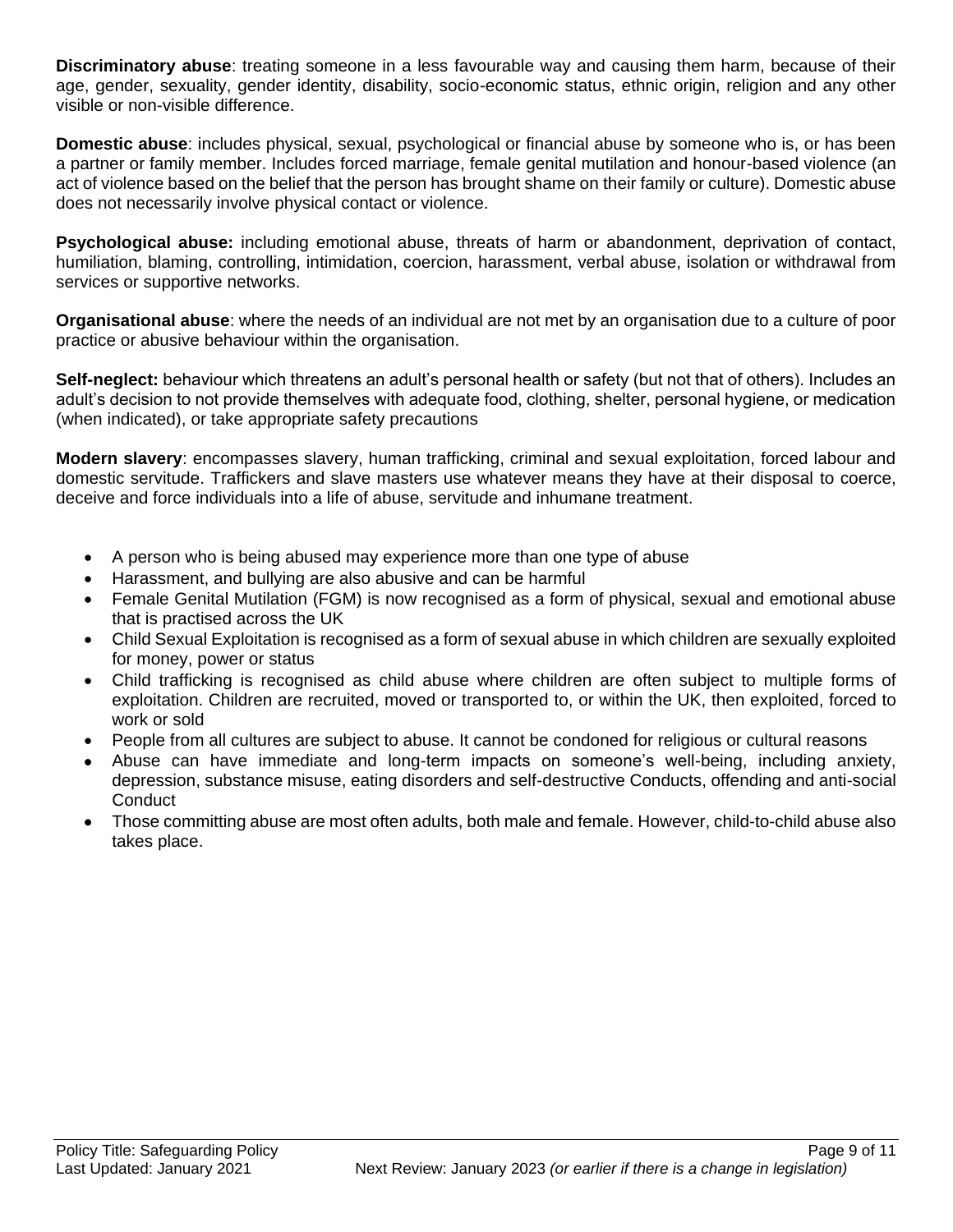**Discriminatory abuse**: treating someone in a less favourable way and causing them harm, because of their age, gender, sexuality, gender identity, disability, socio-economic status, ethnic origin, religion and any other visible or non-visible difference.

**Domestic abuse**: includes physical, sexual, psychological or financial abuse by someone who is, or has been a partner or family member. Includes forced marriage, female genital mutilation and honour-based violence (an act of violence based on the belief that the person has brought shame on their family or culture). Domestic abuse does not necessarily involve physical contact or violence.

**Psychological abuse:** including emotional abuse, threats of harm or abandonment, deprivation of contact, humiliation, blaming, controlling, intimidation, coercion, harassment, verbal abuse, isolation or withdrawal from services or supportive networks.

**Organisational abuse**: where the needs of an individual are not met by an organisation due to a culture of poor practice or abusive behaviour within the organisation.

**Self-neglect:** behaviour which threatens an adult's personal health or safety (but not that of others). Includes an adult's decision to not provide themselves with adequate food, clothing, shelter, personal hygiene, or medication (when indicated), or take appropriate safety precautions

**Modern slavery**: encompasses slavery, human trafficking, criminal and sexual exploitation, forced labour and domestic servitude. Traffickers and slave masters use whatever means they have at their disposal to coerce, deceive and force individuals into a life of abuse, servitude and inhumane treatment.

- A person who is being abused may experience more than one type of abuse
- Harassment, and bullying are also abusive and can be harmful
- Female Genital Mutilation (FGM) is now recognised as a form of physical, sexual and emotional abuse that is practised across the UK
- Child Sexual Exploitation is recognised as a form of sexual abuse in which children are sexually exploited for money, power or status
- Child trafficking is recognised as child abuse where children are often subject to multiple forms of exploitation. Children are recruited, moved or transported to, or within the UK, then exploited, forced to work or sold
- People from all cultures are subject to abuse. It cannot be condoned for religious or cultural reasons
- Abuse can have immediate and long-term impacts on someone's well-being, including anxiety, depression, substance misuse, eating disorders and self-destructive Conducts, offending and anti-social Conduct
- Those committing abuse are most often adults, both male and female. However, child-to-child abuse also takes place.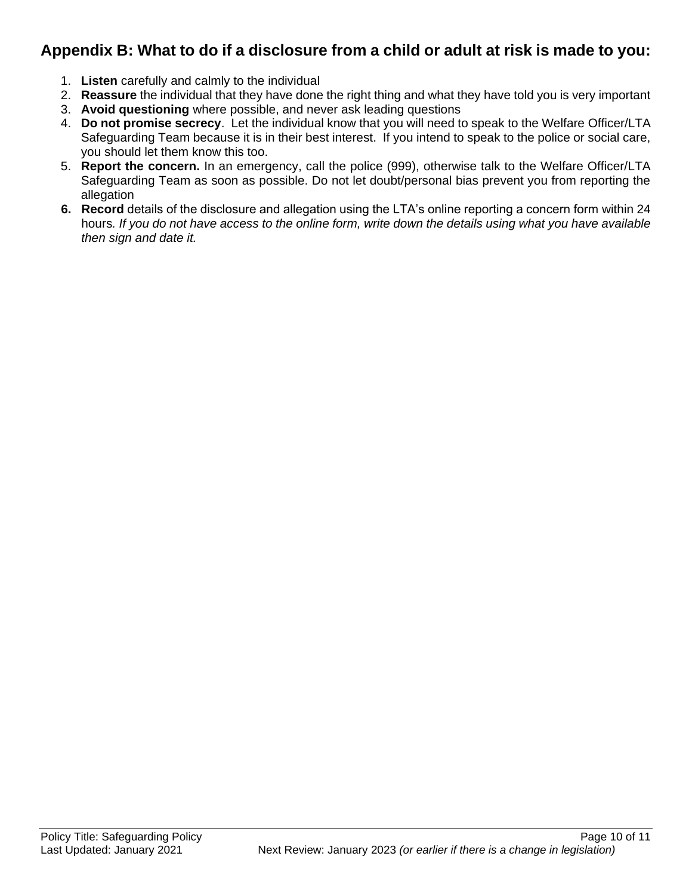## Appendix B: What to do if a disclosure from a child or adult at risk is made to you:

1. **Listen** carefully and calmly to the individual
2. **Reassure** the individual that they have done the right thing and what they have told you is very important
3. **Avoid questioning** where possible, and never ask leading questions
4. **Do not promise secrecy**. Let the individual know that you will need to speak to the Welfare Officer/LTA Safeguarding Team because it is in their best interest. If you intend to speak to the police or social care, you should let them know this too.
5. **Report the concern.** In an emergency, call the police (999), otherwise talk to the Welfare Officer/LTA Safeguarding Team as soon as possible. Do not let doubt/personal bias prevent you from reporting the allegation
6. **Record** details of the disclosure and allegation using the LTA's online reporting a concern form within 24 hours*. If you do not have access to the online form, write down the details using what you have available then sign and date it.*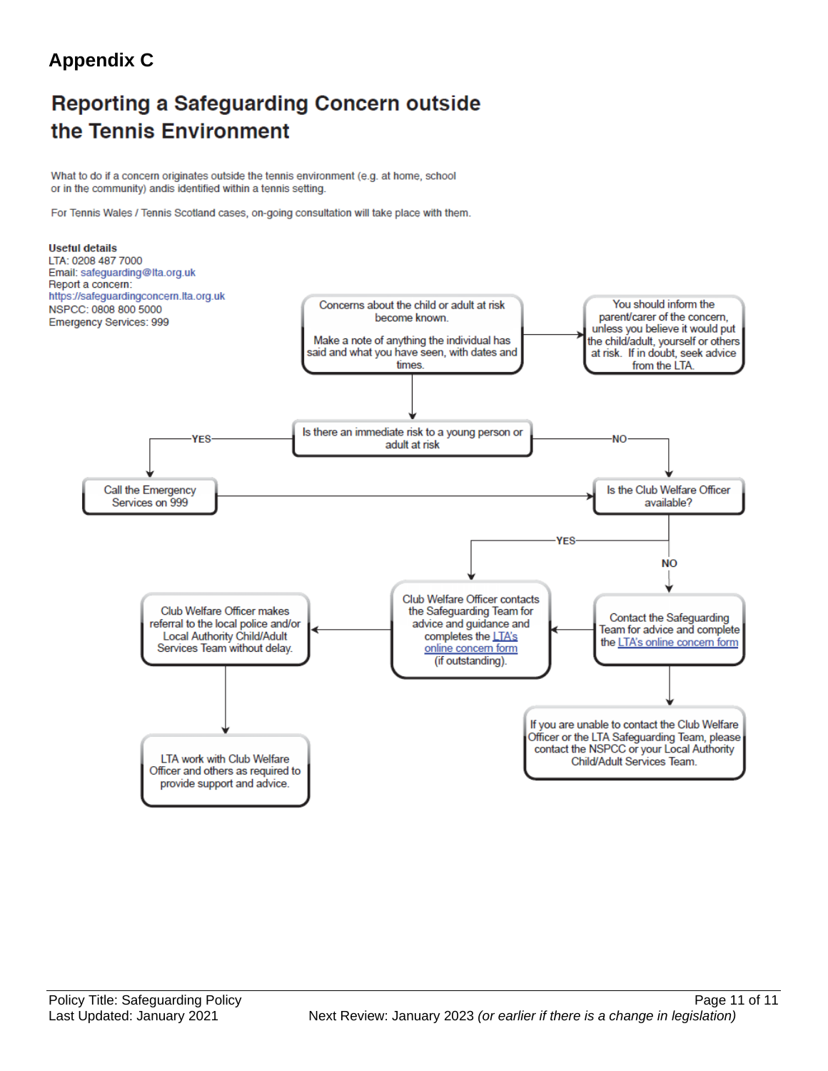# Appendix C

## Reporting a Safeguarding Concern outside the Tennis Environment

What to do if a concern originates outside the tennis environment (e.g. at home, school or in the community) andis identified within a tennis setting.

For Tennis Wales / Tennis Scotland cases, on-going consultation will take place with them.

**Useful details**
LTA: 0208 487 7000
Email: safeguarding@lta.org.uk
Report a concern:
https://safeguardingconcern.lta.org.uk
NSPCC: 0808 800 5000
Emergency Services: 999

Concerns about the child or adult at risk become known.

Make a note of anything the individual has said and what you have seen, with dates and times.

You should inform the parent/carer of the concern, unless you believe it would put the child/adult, yourself or others at risk. If in doubt, seek advice from the LTA.

Is there an immediate risk to a young person or adult at risk

YES

Call the Emergency Services on 999

NO

Is the Club Welfare Officer available?

YES

Club Welfare Officer contacts the Safeguarding Team for advice and guidance and completes the LTA's online concern form (if outstanding).

Club Welfare Officer makes referral to the local police and/or Local Authority Child/Adult Services Team without delay.

LTA work with Club Welfare Officer and others as required to provide support and advice.

NO

Contact the Safeguarding Team for advice and complete the LTA's online concern form

If you are unable to contact the Club Welfare Officer or the LTA Safeguarding Team, please contact the NSPCC or your Local Authority Child/Adult Services Team.

Policy Title: Safeguarding Policy
Last Updated: January 2021
Next Review: January 2023 *(or earlier if there is a change in legislation)*